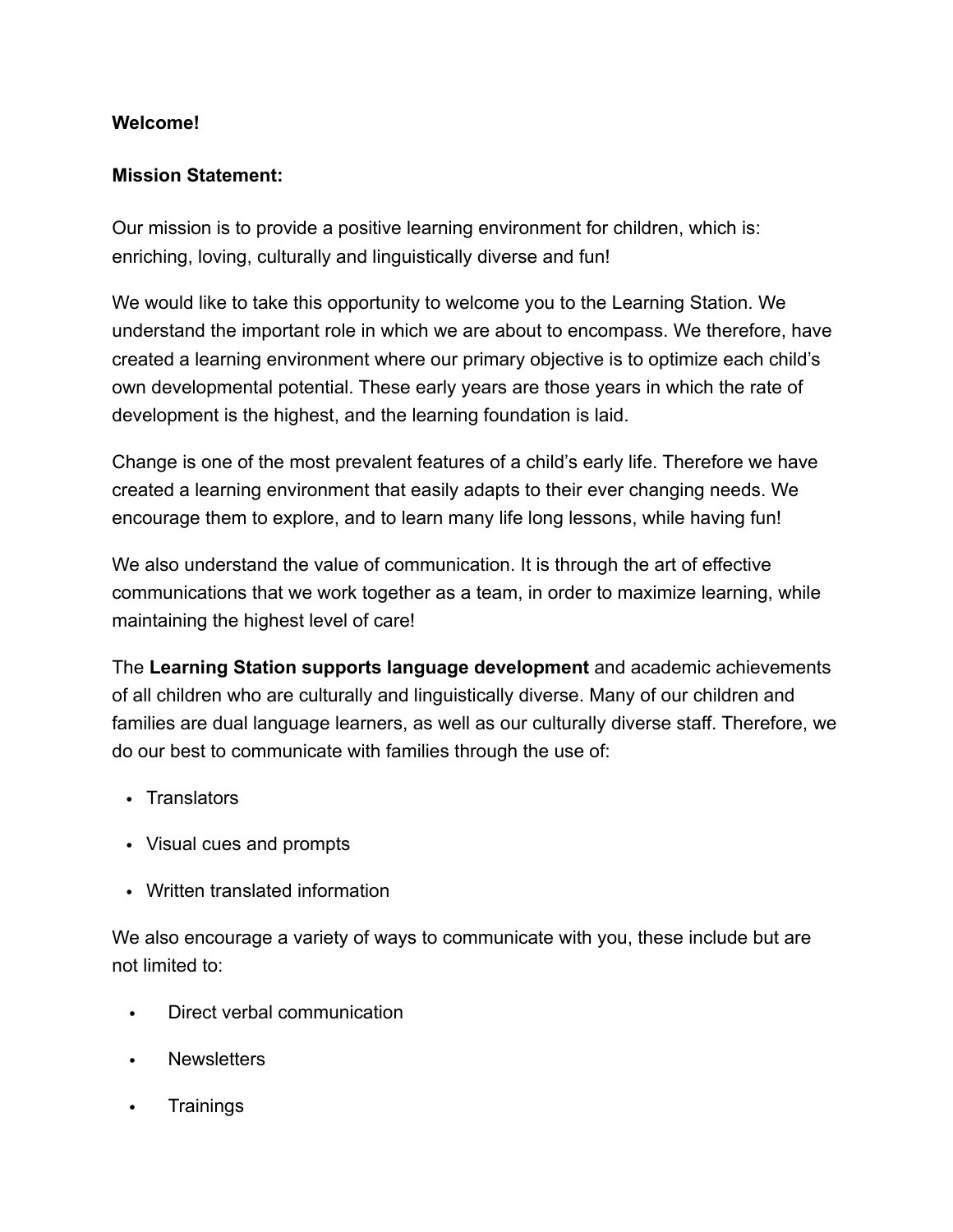**Welcome!**

**Mission Statement:**

Our mission is to provide a positive learning environment for children, which is: enriching, loving, culturally and linguistically diverse and fun!

We would like to take this opportunity to welcome you to the Learning Station. We understand the important role in which we are about to encompass. We therefore, have created a learning environment where our primary objective is to optimize each child's own developmental potential. These early years are those years in which the rate of development is the highest, and the learning foundation is laid.

Change is one of the most prevalent features of a child's early life. Therefore we have created a learning environment that easily adapts to their ever changing needs. We encourage them to explore, and to learn many life long lessons, while having fun!

We also understand the value of communication. It is through the art of effective communications that we work together as a team, in order to maximize learning, while maintaining the highest level of care!

The **Learning Station supports language development** and academic achievements of all children who are culturally and linguistically diverse. Many of our children and families are dual language learners, as well as our culturally diverse staff. Therefore, we do our best to communicate with families through the use of:

- Translators
- Visual cues and prompts
- Written translated information

We also encourage a variety of ways to communicate with you, these include but are not limited to:

- Direct verbal communication
- Newsletters
- Trainings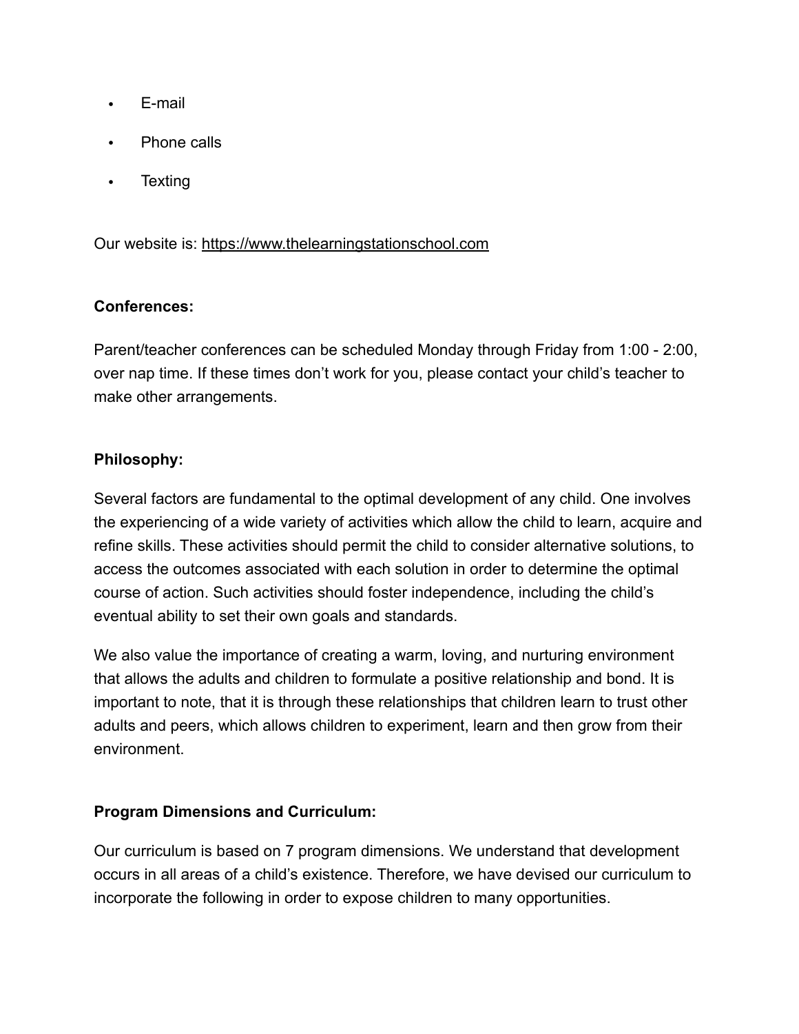- E-mail
- Phone calls
- Texting

Our website is: https://www.thelearningstationschool.com

**Conferences:**

Parent/teacher conferences can be scheduled Monday through Friday from 1:00 - 2:00, over nap time. If these times don't work for you, please contact your child's teacher to make other arrangements.

**Philosophy:**

Several factors are fundamental to the optimal development of any child. One involves the experiencing of a wide variety of activities which allow the child to learn, acquire and refine skills. These activities should permit the child to consider alternative solutions, to access the outcomes associated with each solution in order to determine the optimal course of action. Such activities should foster independence, including the child's eventual ability to set their own goals and standards.

We also value the importance of creating a warm, loving, and nurturing environment that allows the adults and children to formulate a positive relationship and bond. It is important to note, that it is through these relationships that children learn to trust other adults and peers, which allows children to experiment, learn and then grow from their environment.

**Program Dimensions and Curriculum:**

Our curriculum is based on 7 program dimensions. We understand that development occurs in all areas of a child's existence. Therefore, we have devised our curriculum to incorporate the following in order to expose children to many opportunities.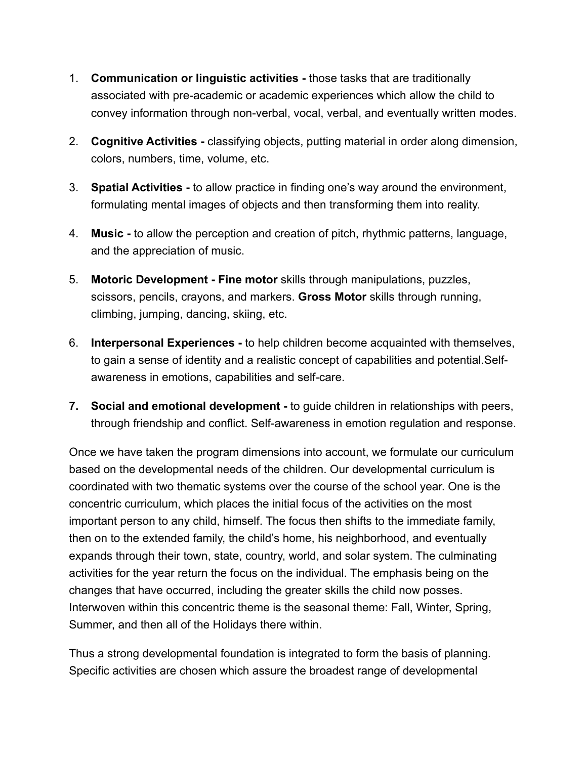1. **Communication or linguistic activities -** those tasks that are traditionally associated with pre-academic or academic experiences which allow the child to convey information through non-verbal, vocal, verbal, and eventually written modes.
2. **Cognitive Activities -** classifying objects, putting material in order along dimension, colors, numbers, time, volume, etc.
3. **Spatial Activities -** to allow practice in finding one's way around the environment, formulating mental images of objects and then transforming them into reality.
4. **Music -** to allow the perception and creation of pitch, rhythmic patterns, language, and the appreciation of music.
5. **Motoric Development - Fine motor** skills through manipulations, puzzles, scissors, pencils, crayons, and markers. **Gross Motor** skills through running, climbing, jumping, dancing, skiing, etc.
6. **Interpersonal Experiences -** to help children become acquainted with themselves, to gain a sense of identity and a realistic concept of capabilities and potential.Self-awareness in emotions, capabilities and self-care.
7. **Social and emotional development -** to guide children in relationships with peers, through friendship and conflict. Self-awareness in emotion regulation and response.

Once we have taken the program dimensions into account, we formulate our curriculum based on the developmental needs of the children. Our developmental curriculum is coordinated with two thematic systems over the course of the school year. One is the concentric curriculum, which places the initial focus of the activities on the most important person to any child, himself. The focus then shifts to the immediate family, then on to the extended family, the child's home, his neighborhood, and eventually expands through their town, state, country, world, and solar system. The culminating activities for the year return the focus on the individual. The emphasis being on the changes that have occurred, including the greater skills the child now posses. Interwoven within this concentric theme is the seasonal theme: Fall, Winter, Spring, Summer, and then all of the Holidays there within.

Thus a strong developmental foundation is integrated to form the basis of planning. Specific activities are chosen which assure the broadest range of developmental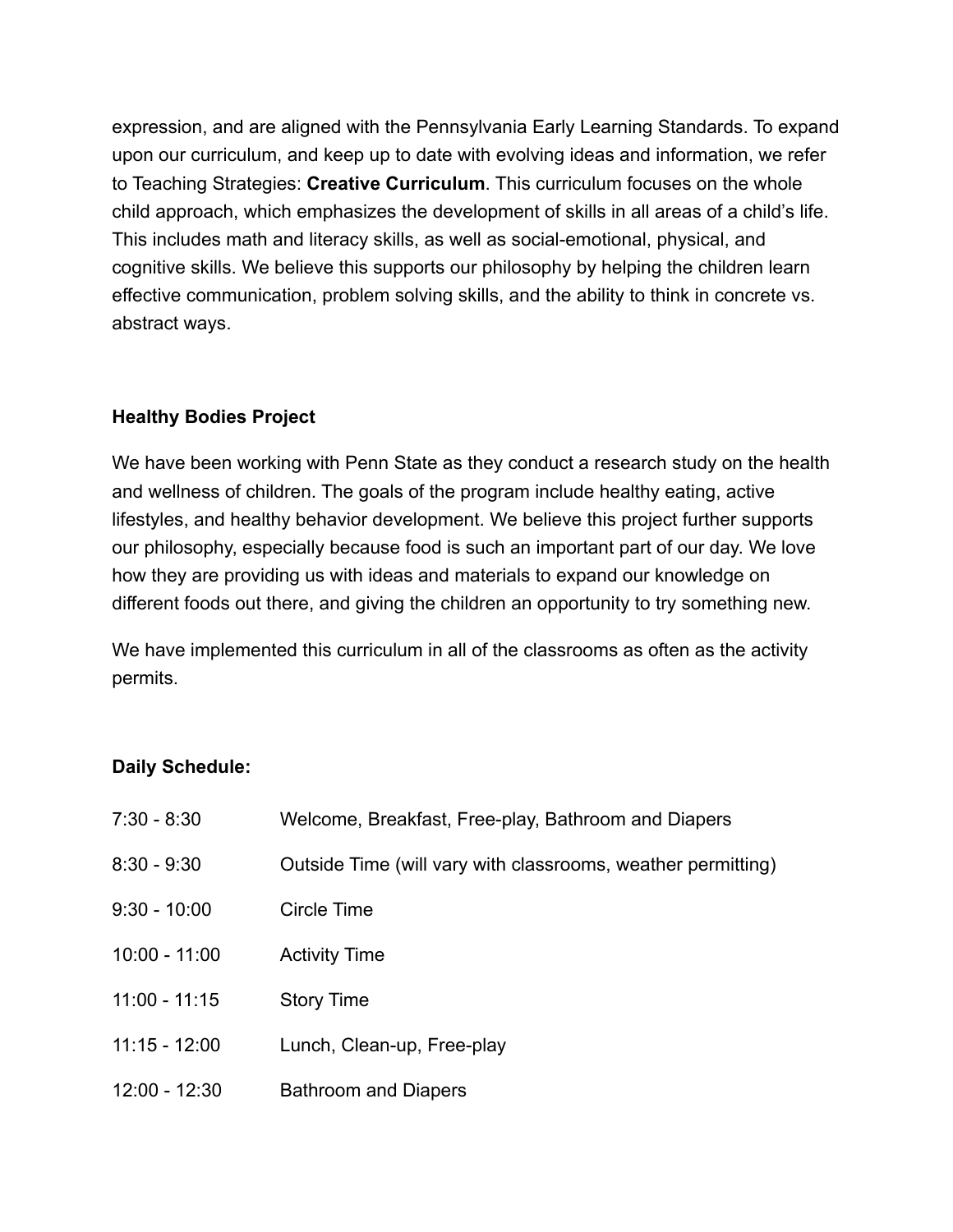expression, and are aligned with the Pennsylvania Early Learning Standards. To expand upon our curriculum, and keep up to date with evolving ideas and information, we refer to Teaching Strategies: **Creative Curriculum**. This curriculum focuses on the whole child approach, which emphasizes the development of skills in all areas of a child's life. This includes math and literacy skills, as well as social-emotional, physical, and cognitive skills. We believe this supports our philosophy by helping the children learn effective communication, problem solving skills, and the ability to think in concrete vs. abstract ways.

**Healthy Bodies Project**

We have been working with Penn State as they conduct a research study on the health and wellness of children. The goals of the program include healthy eating, active lifestyles, and healthy behavior development. We believe this project further supports our philosophy, especially because food is such an important part of our day. We love how they are providing us with ideas and materials to expand our knowledge on different foods out there, and giving the children an opportunity to try something new.

We have implemented this curriculum in all of the classrooms as often as the activity permits.

**Daily Schedule:**

| | |
|---|---|
| 7:30 - 8:30 | Welcome, Breakfast, Free-play, Bathroom and Diapers |
| 8:30 - 9:30 | Outside Time (will vary with classrooms, weather permitting) |
| 9:30 - 10:00 | Circle Time |
| 10:00 - 11:00 | Activity Time |
| 11:00 - 11:15 | Story Time |
| 11:15 - 12:00 | Lunch, Clean-up, Free-play |
| 12:00 - 12:30 | Bathroom and Diapers |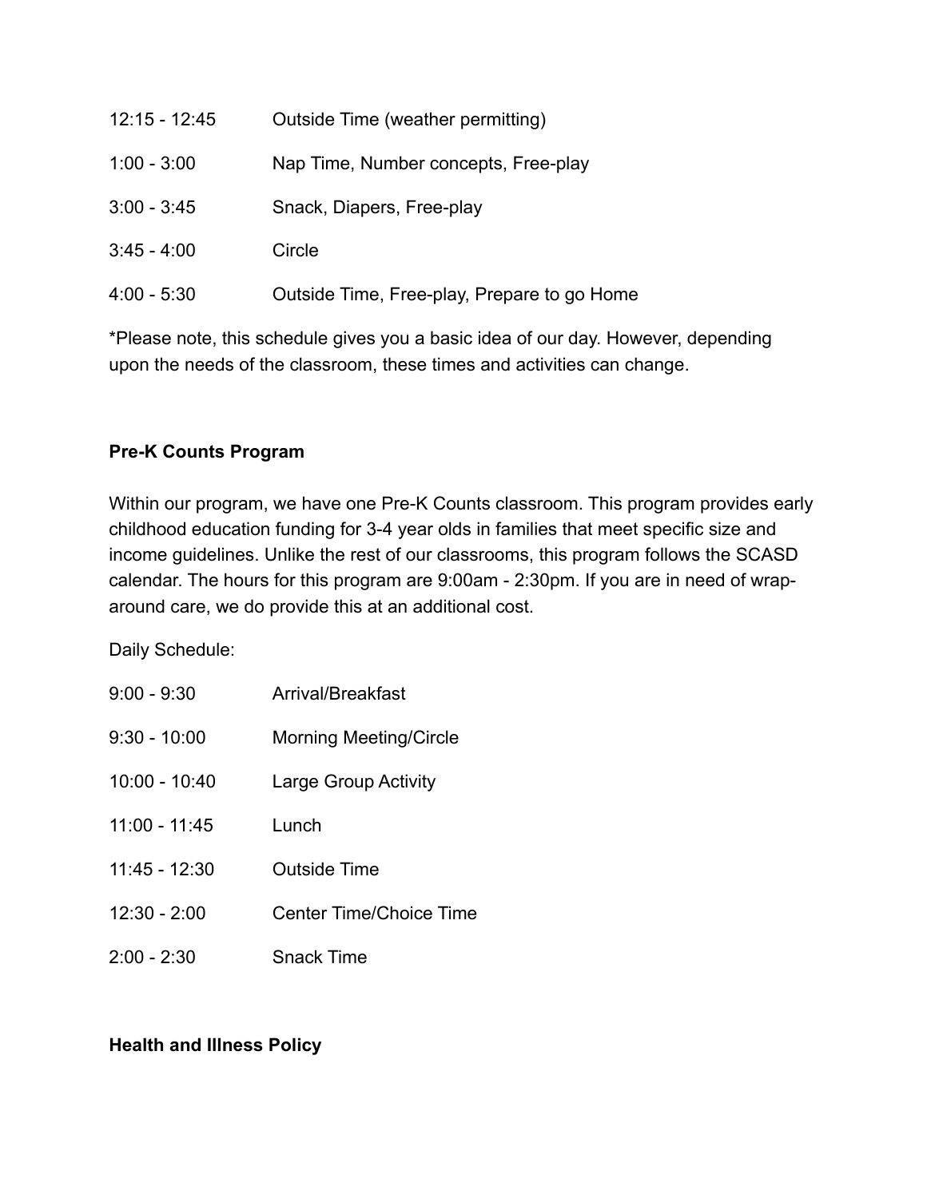| | |
|---|---|
| 12:15 - 12:45 | Outside Time (weather permitting) |
| 1:00 - 3:00 | Nap Time, Number concepts, Free-play |
| 3:00 - 3:45 | Snack, Diapers, Free-play |
| 3:45 - 4:00 | Circle |
| 4:00 - 5:30 | Outside Time, Free-play, Prepare to go Home |

*Please note, this schedule gives you a basic idea of our day. However, depending upon the needs of the classroom, these times and activities can change.

**Pre-K Counts Program**

Within our program, we have one Pre-K Counts classroom. This program provides early childhood education funding for 3-4 year olds in families that meet specific size and income guidelines. Unlike the rest of our classrooms, this program follows the SCASD calendar. The hours for this program are 9:00am - 2:30pm. If you are in need of wrap-around care, we do provide this at an additional cost.

Daily Schedule:

| | |
|---|---|
| 9:00 - 9:30 | Arrival/Breakfast |
| 9:30 - 10:00 | Morning Meeting/Circle |
| 10:00 - 10:40 | Large Group Activity |
| 11:00 - 11:45 | Lunch |
| 11:45 - 12:30 | Outside Time |
| 12:30 - 2:00 | Center Time/Choice Time |
| 2:00 - 2:30 | Snack Time |

**Health and Illness Policy**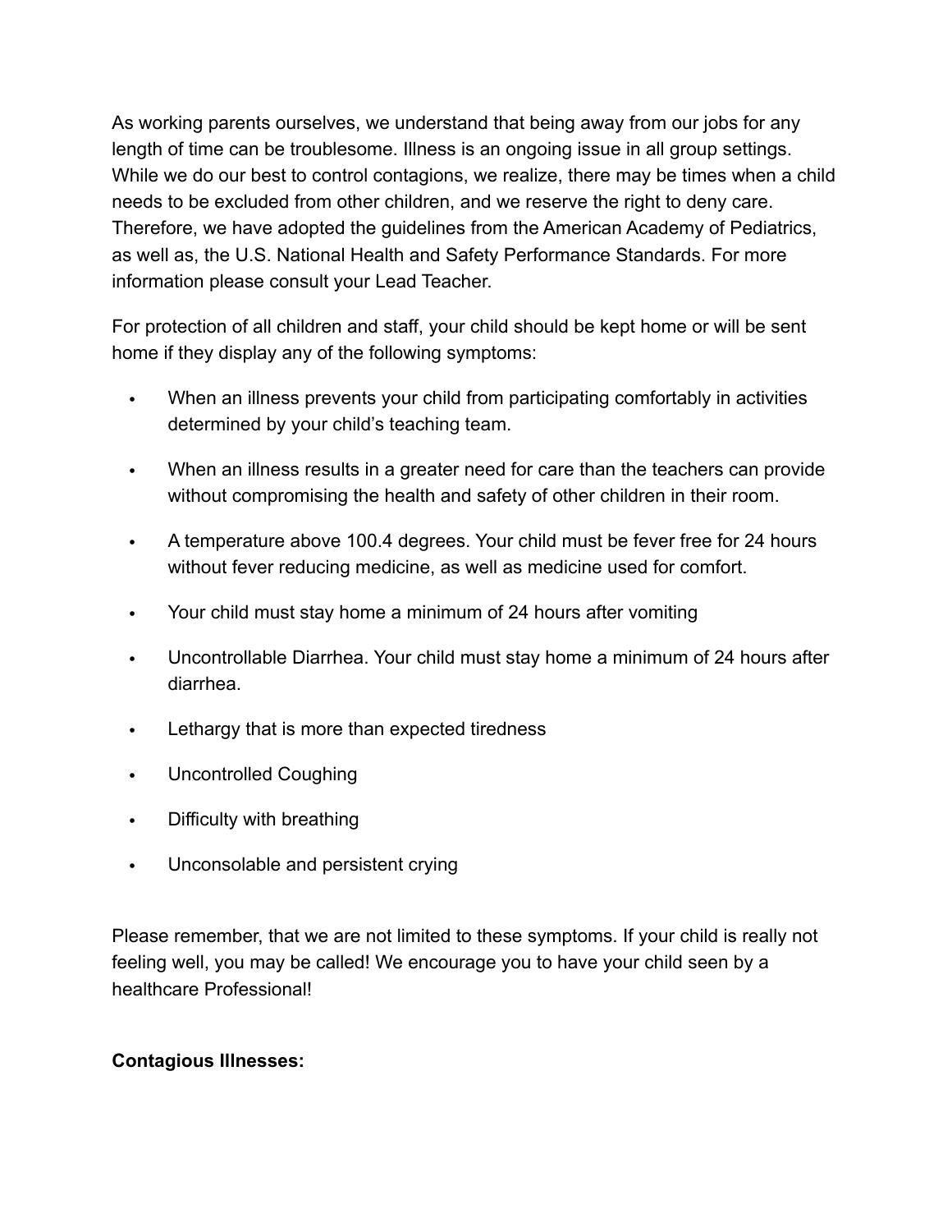As working parents ourselves, we understand that being away from our jobs for any length of time can be troublesome. Illness is an ongoing issue in all group settings. While we do our best to control contagions, we realize, there may be times when a child needs to be excluded from other children, and we reserve the right to deny care. Therefore, we have adopted the guidelines from the American Academy of Pediatrics, as well as, the U.S. National Health and Safety Performance Standards. For more information please consult your Lead Teacher.

For protection of all children and staff, your child should be kept home or will be sent home if they display any of the following symptoms:

- When an illness prevents your child from participating comfortably in activities determined by your child's teaching team.
- When an illness results in a greater need for care than the teachers can provide without compromising the health and safety of other children in their room.
- A temperature above 100.4 degrees. Your child must be fever free for 24 hours without fever reducing medicine, as well as medicine used for comfort.
- Your child must stay home a minimum of 24 hours after vomiting
- Uncontrollable Diarrhea. Your child must stay home a minimum of 24 hours after diarrhea.
- Lethargy that is more than expected tiredness
- Uncontrolled Coughing
- Difficulty with breathing
- Unconsolable and persistent crying

Please remember, that we are not limited to these symptoms. If your child is really not feeling well, you may be called! We encourage you to have your child seen by a healthcare Professional!

**Contagious Illnesses:**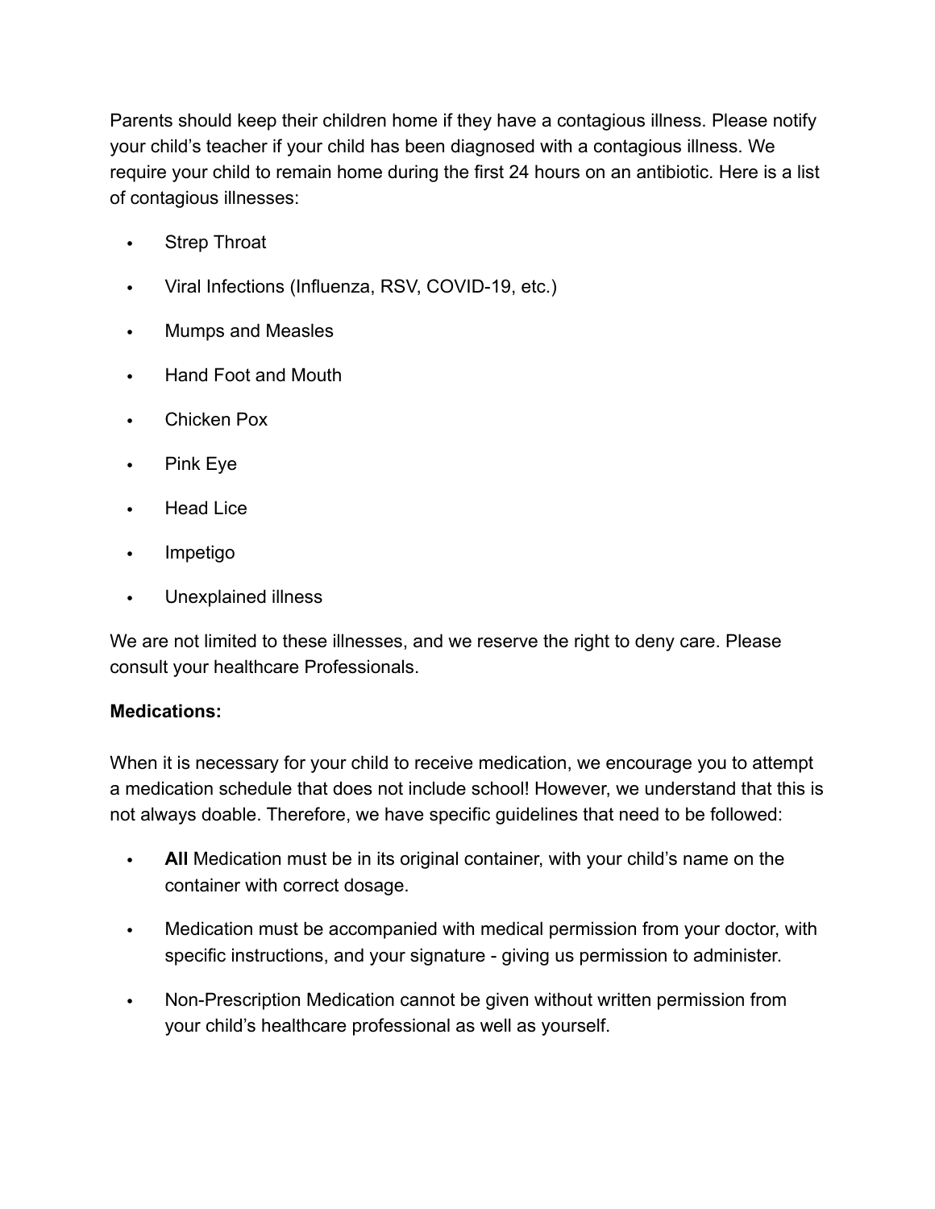Parents should keep their children home if they have a contagious illness. Please notify your child's teacher if your child has been diagnosed with a contagious illness. We require your child to remain home during the first 24 hours on an antibiotic. Here is a list of contagious illnesses:

- Strep Throat
- Viral Infections (Influenza, RSV, COVID-19, etc.)
- Mumps and Measles
- Hand Foot and Mouth
- Chicken Pox
- Pink Eye
- Head Lice
- Impetigo
- Unexplained illness

We are not limited to these illnesses, and we reserve the right to deny care. Please consult your healthcare Professionals.

**Medications:**

When it is necessary for your child to receive medication, we encourage you to attempt a medication schedule that does not include school! However, we understand that this is not always doable. Therefore, we have specific guidelines that need to be followed:

- **All** Medication must be in its original container, with your child's name on the container with correct dosage.
- Medication must be accompanied with medical permission from your doctor, with specific instructions, and your signature - giving us permission to administer.
- Non-Prescription Medication cannot be given without written permission from your child's healthcare professional as well as yourself.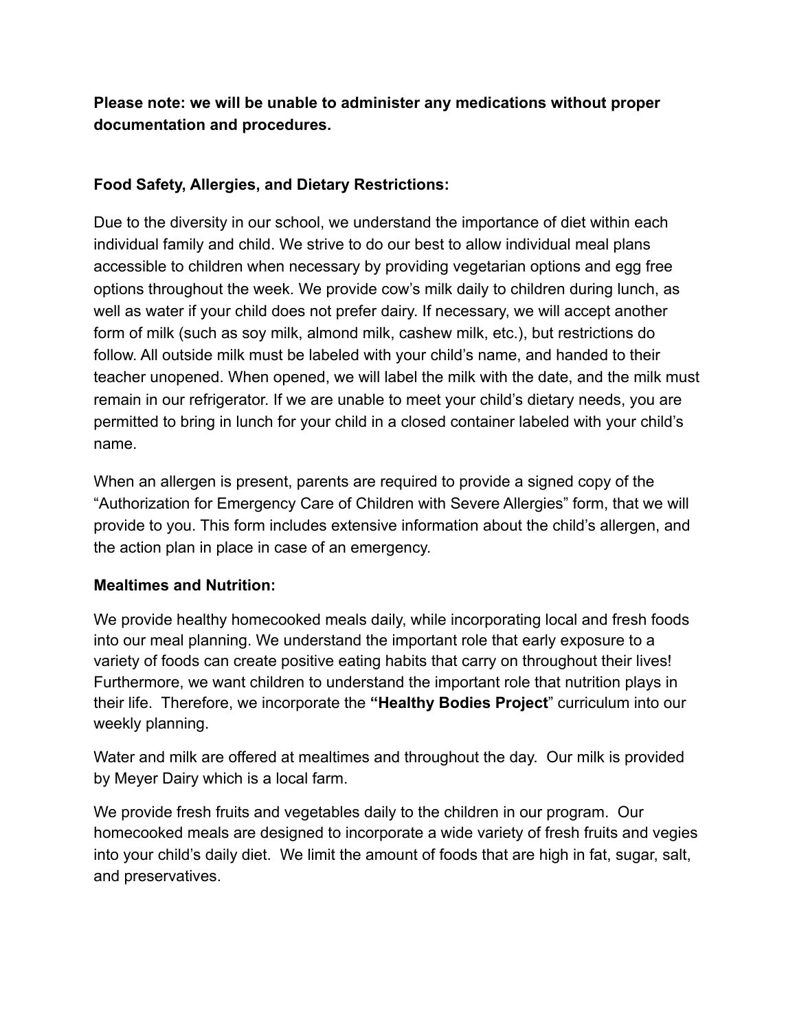**Please note: we will be unable to administer any medications without proper documentation and procedures.**

**Food Safety, Allergies, and Dietary Restrictions:**

Due to the diversity in our school, we understand the importance of diet within each individual family and child. We strive to do our best to allow individual meal plans accessible to children when necessary by providing vegetarian options and egg free options throughout the week. We provide cow's milk daily to children during lunch, as well as water if your child does not prefer dairy. If necessary, we will accept another form of milk (such as soy milk, almond milk, cashew milk, etc.), but restrictions do follow. All outside milk must be labeled with your child's name, and handed to their teacher unopened. When opened, we will label the milk with the date, and the milk must remain in our refrigerator. If we are unable to meet your child's dietary needs, you are permitted to bring in lunch for your child in a closed container labeled with your child's name.

When an allergen is present, parents are required to provide a signed copy of the "Authorization for Emergency Care of Children with Severe Allergies" form, that we will provide to you. This form includes extensive information about the child's allergen, and the action plan in place in case of an emergency.

**Mealtimes and Nutrition:**

We provide healthy homecooked meals daily, while incorporating local and fresh foods into our meal planning. We understand the important role that early exposure to a variety of foods can create positive eating habits that carry on throughout their lives! Furthermore, we want children to understand the important role that nutrition plays in their life. Therefore, we incorporate the **"Healthy Bodies Project**" curriculum into our weekly planning.

Water and milk are offered at mealtimes and throughout the day. Our milk is provided by Meyer Dairy which is a local farm.

We provide fresh fruits and vegetables daily to the children in our program. Our homecooked meals are designed to incorporate a wide variety of fresh fruits and vegies into your child's daily diet. We limit the amount of foods that are high in fat, sugar, salt, and preservatives.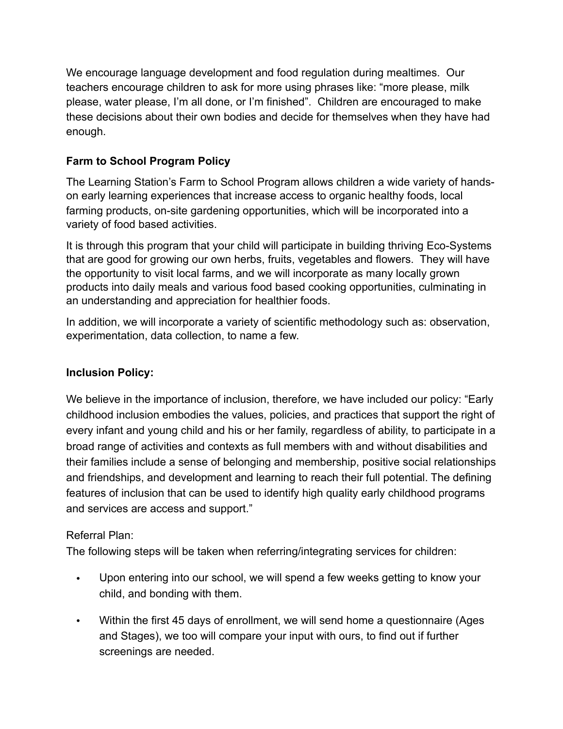We encourage language development and food regulation during mealtimes. Our teachers encourage children to ask for more using phrases like: "more please, milk please, water please, I'm all done, or I'm finished". Children are encouraged to make these decisions about their own bodies and decide for themselves when they have had enough.

**Farm to School Program Policy**

The Learning Station's Farm to School Program allows children a wide variety of hands-on early learning experiences that increase access to organic healthy foods, local farming products, on-site gardening opportunities, which will be incorporated into a variety of food based activities.

It is through this program that your child will participate in building thriving Eco-Systems that are good for growing our own herbs, fruits, vegetables and flowers. They will have the opportunity to visit local farms, and we will incorporate as many locally grown products into daily meals and various food based cooking opportunities, culminating in an understanding and appreciation for healthier foods.

In addition, we will incorporate a variety of scientific methodology such as: observation, experimentation, data collection, to name a few.

**Inclusion Policy:**

We believe in the importance of inclusion, therefore, we have included our policy: "Early childhood inclusion embodies the values, policies, and practices that support the right of every infant and young child and his or her family, regardless of ability, to participate in a broad range of activities and contexts as full members with and without disabilities and their families include a sense of belonging and membership, positive social relationships and friendships, and development and learning to reach their full potential. The defining features of inclusion that can be used to identify high quality early childhood programs and services are access and support."

Referral Plan:
The following steps will be taken when referring/integrating services for children:

- Upon entering into our school, we will spend a few weeks getting to know your child, and bonding with them.
- Within the first 45 days of enrollment, we will send home a questionnaire (Ages and Stages), we too will compare your input with ours, to find out if further screenings are needed.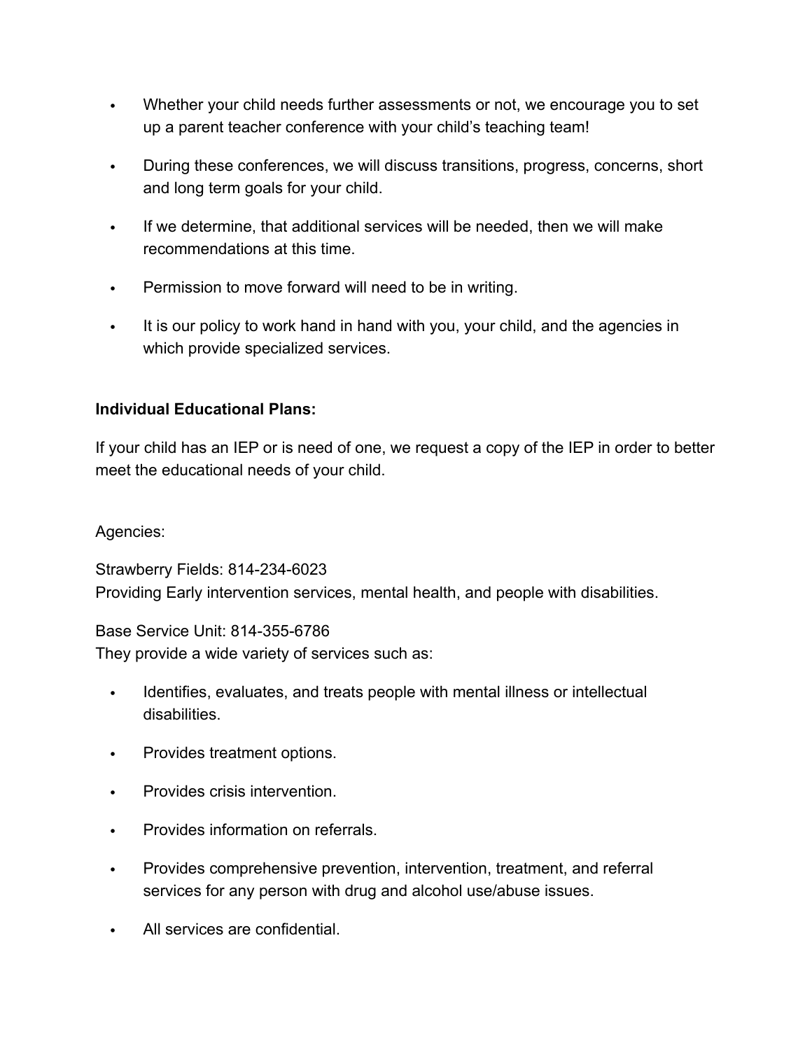- Whether your child needs further assessments or not, we encourage you to set up a parent teacher conference with your child's teaching team!
- During these conferences, we will discuss transitions, progress, concerns, short and long term goals for your child.
- If we determine, that additional services will be needed, then we will make recommendations at this time.
- Permission to move forward will need to be in writing.
- It is our policy to work hand in hand with you, your child, and the agencies in which provide specialized services.

**Individual Educational Plans:**

If your child has an IEP or is need of one, we request a copy of the IEP in order to better meet the educational needs of your child.

Agencies:

Strawberry Fields: 814-234-6023
Providing Early intervention services, mental health, and people with disabilities.

Base Service Unit: 814-355-6786
They provide a wide variety of services such as:

- Identifies, evaluates, and treats people with mental illness or intellectual disabilities.
- Provides treatment options.
- Provides crisis intervention.
- Provides information on referrals.
- Provides comprehensive prevention, intervention, treatment, and referral services for any person with drug and alcohol use/abuse issues.
- All services are confidential.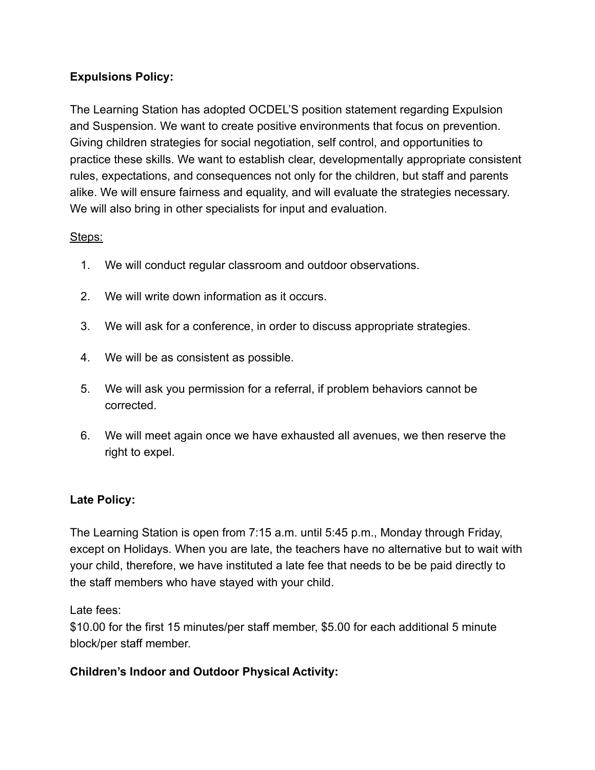**Expulsions Policy:**

The Learning Station has adopted OCDEL'S position statement regarding Expulsion and Suspension. We want to create positive environments that focus on prevention. Giving children strategies for social negotiation, self control, and opportunities to practice these skills. We want to establish clear, developmentally appropriate consistent rules, expectations, and consequences not only for the children, but staff and parents alike. We will ensure fairness and equality, and will evaluate the strategies necessary. We will also bring in other specialists for input and evaluation.

<u>Steps:</u>

1. We will conduct regular classroom and outdoor observations.
2. We will write down information as it occurs.
3. We will ask for a conference, in order to discuss appropriate strategies.
4. We will be as consistent as possible.
5. We will ask you permission for a referral, if problem behaviors cannot be corrected.
6. We will meet again once we have exhausted all avenues, we then reserve the right to expel.

**Late Policy:**

The Learning Station is open from 7:15 a.m. until 5:45 p.m., Monday through Friday, except on Holidays. When you are late, the teachers have no alternative but to wait with your child, therefore, we have instituted a late fee that needs to be be paid directly to the staff members who have stayed with your child.

Late fees:
$10.00 for the first 15 minutes/per staff member, $5.00 for each additional 5 minute block/per staff member.

**Children's Indoor and Outdoor Physical Activity:**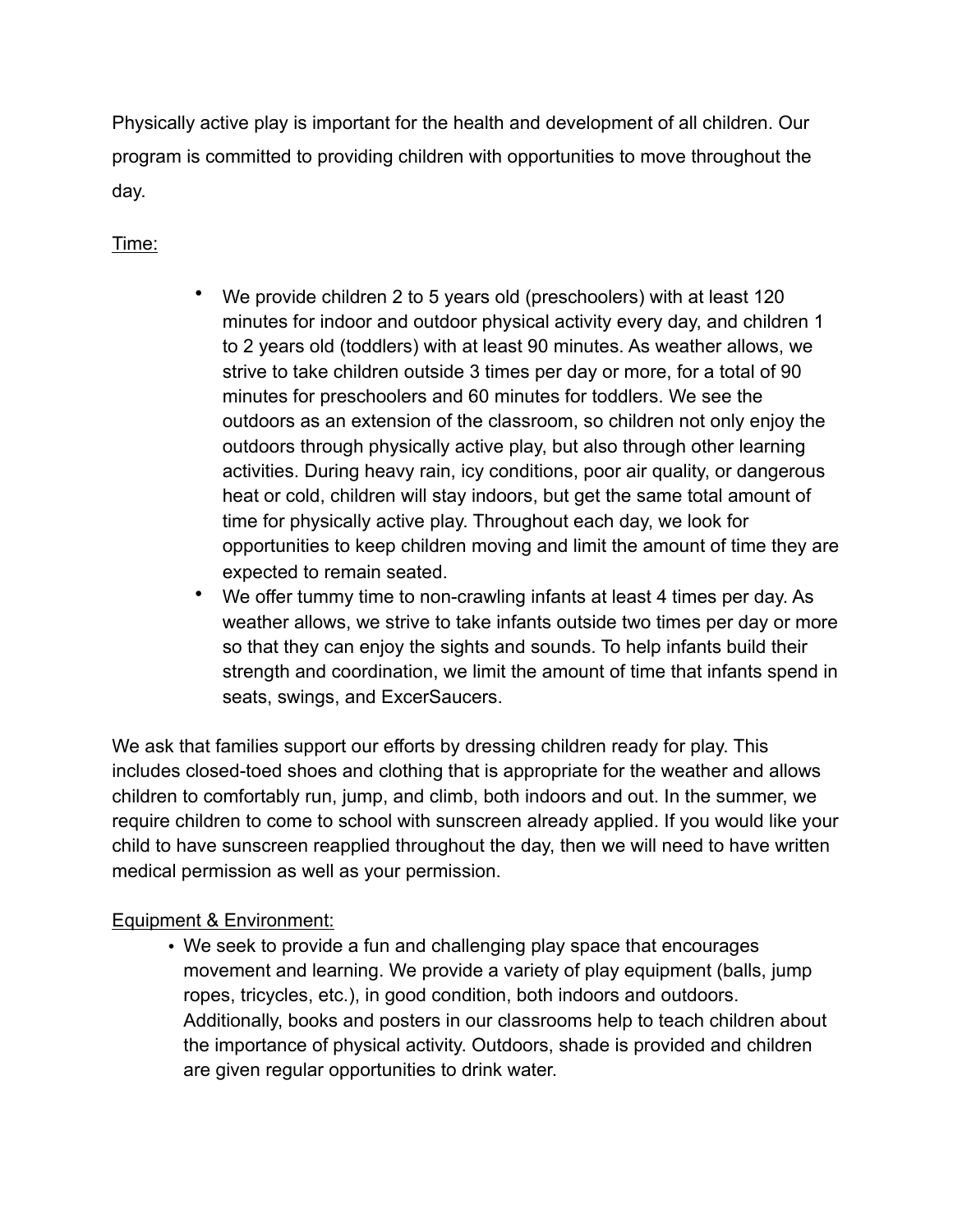Physically active play is important for the health and development of all children. Our program is committed to providing children with opportunities to move throughout the day.

<u>Time:</u>

- We provide children 2 to 5 years old (preschoolers) with at least 120 minutes for indoor and outdoor physical activity every day, and children 1 to 2 years old (toddlers) with at least 90 minutes. As weather allows, we strive to take children outside 3 times per day or more, for a total of 90 minutes for preschoolers and 60 minutes for toddlers. We see the outdoors as an extension of the classroom, so children not only enjoy the outdoors through physically active play, but also through other learning activities. During heavy rain, icy conditions, poor air quality, or dangerous heat or cold, children will stay indoors, but get the same total amount of time for physically active play. Throughout each day, we look for opportunities to keep children moving and limit the amount of time they are expected to remain seated.
- We offer tummy time to non-crawling infants at least 4 times per day. As weather allows, we strive to take infants outside two times per day or more so that they can enjoy the sights and sounds. To help infants build their strength and coordination, we limit the amount of time that infants spend in seats, swings, and ExcerSaucers.

We ask that families support our efforts by dressing children ready for play. This includes closed-toed shoes and clothing that is appropriate for the weather and allows children to comfortably run, jump, and climb, both indoors and out. In the summer, we require children to come to school with sunscreen already applied. If you would like your child to have sunscreen reapplied throughout the day, then we will need to have written medical permission as well as your permission.

<u>Equipment & Environment:</u>

- We seek to provide a fun and challenging play space that encourages movement and learning. We provide a variety of play equipment (balls, jump ropes, tricycles, etc.), in good condition, both indoors and outdoors. Additionally, books and posters in our classrooms help to teach children about the importance of physical activity. Outdoors, shade is provided and children are given regular opportunities to drink water.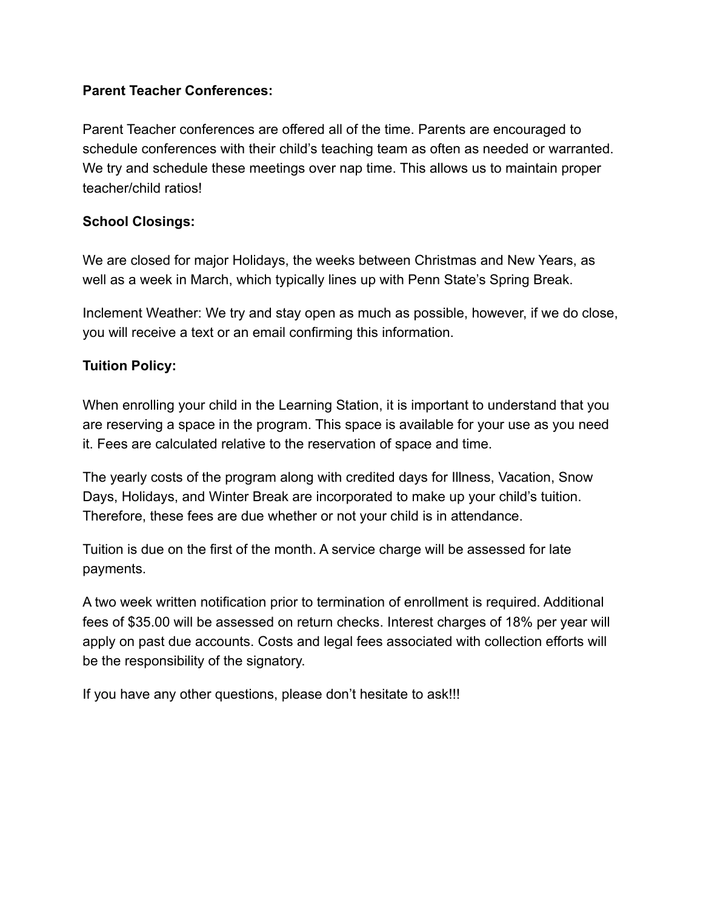**Parent Teacher Conferences:**

Parent Teacher conferences are offered all of the time. Parents are encouraged to schedule conferences with their child's teaching team as often as needed or warranted. We try and schedule these meetings over nap time. This allows us to maintain proper teacher/child ratios!

**School Closings:**

We are closed for major Holidays, the weeks between Christmas and New Years, as well as a week in March, which typically lines up with Penn State's Spring Break.

Inclement Weather: We try and stay open as much as possible, however, if we do close, you will receive a text or an email confirming this information.

**Tuition Policy:**

When enrolling your child in the Learning Station, it is important to understand that you are reserving a space in the program. This space is available for your use as you need it. Fees are calculated relative to the reservation of space and time.

The yearly costs of the program along with credited days for Illness, Vacation, Snow Days, Holidays, and Winter Break are incorporated to make up your child's tuition. Therefore, these fees are due whether or not your child is in attendance.

Tuition is due on the first of the month. A service charge will be assessed for late payments.

A two week written notification prior to termination of enrollment is required. Additional fees of $35.00 will be assessed on return checks. Interest charges of 18% per year will apply on past due accounts. Costs and legal fees associated with collection efforts will be the responsibility of the signatory.

If you have any other questions, please don't hesitate to ask!!!